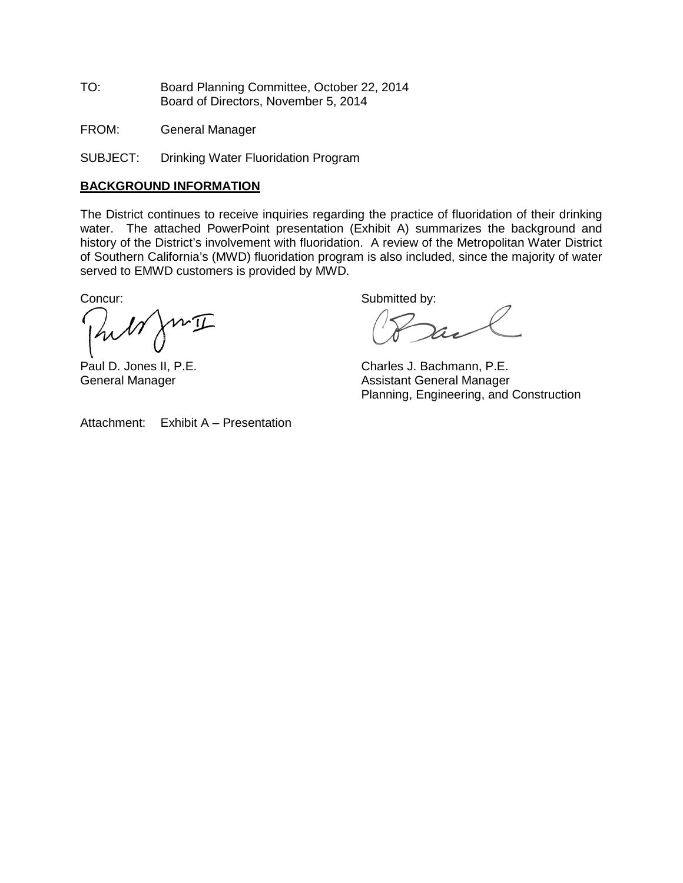TO: Board Planning Committee, October 22, 2014
Board of Directors, November 5, 2014

FROM: General Manager

SUBJECT: Drinking Water Fluoridation Program

**BACKGROUND INFORMATION**

The District continues to receive inquiries regarding the practice of fluoridation of their drinking water. The attached PowerPoint presentation (Exhibit A) summarizes the background and history of the District's involvement with fluoridation. A review of the Metropolitan Water District of Southern California's (MWD) fluoridation program is also included, since the majority of water served to EMWD customers is provided by MWD.

Concur:

Paul D. Jones II, P.E.
General Manager

Submitted by:

Charles J. Bachmann, P.E.
Assistant General Manager
Planning, Engineering, and Construction

Attachment: Exhibit A – Presentation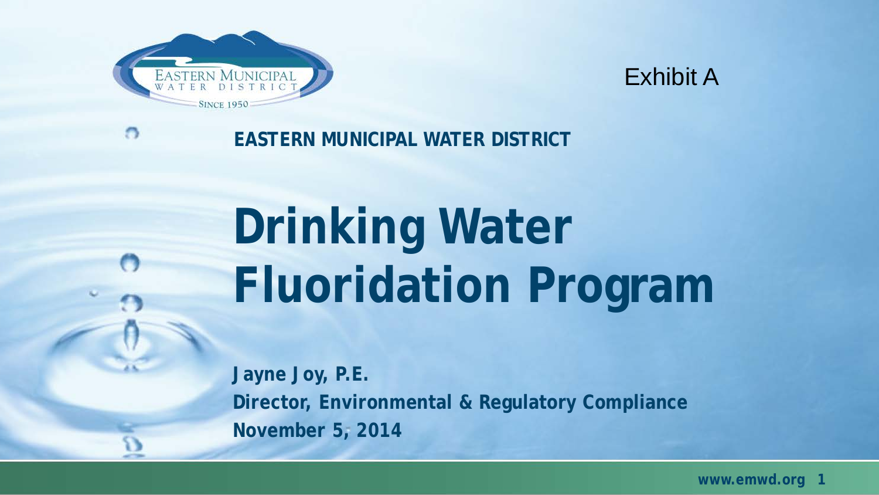Exhibit A

**EASTERN MUNICIPAL WATER DISTRICT**

# Drinking Water Fluoridation Program

**Jayne Joy, P.E.**
**Director, Environmental & Regulatory Compliance**
**November 5, 2014**

www.emwd.org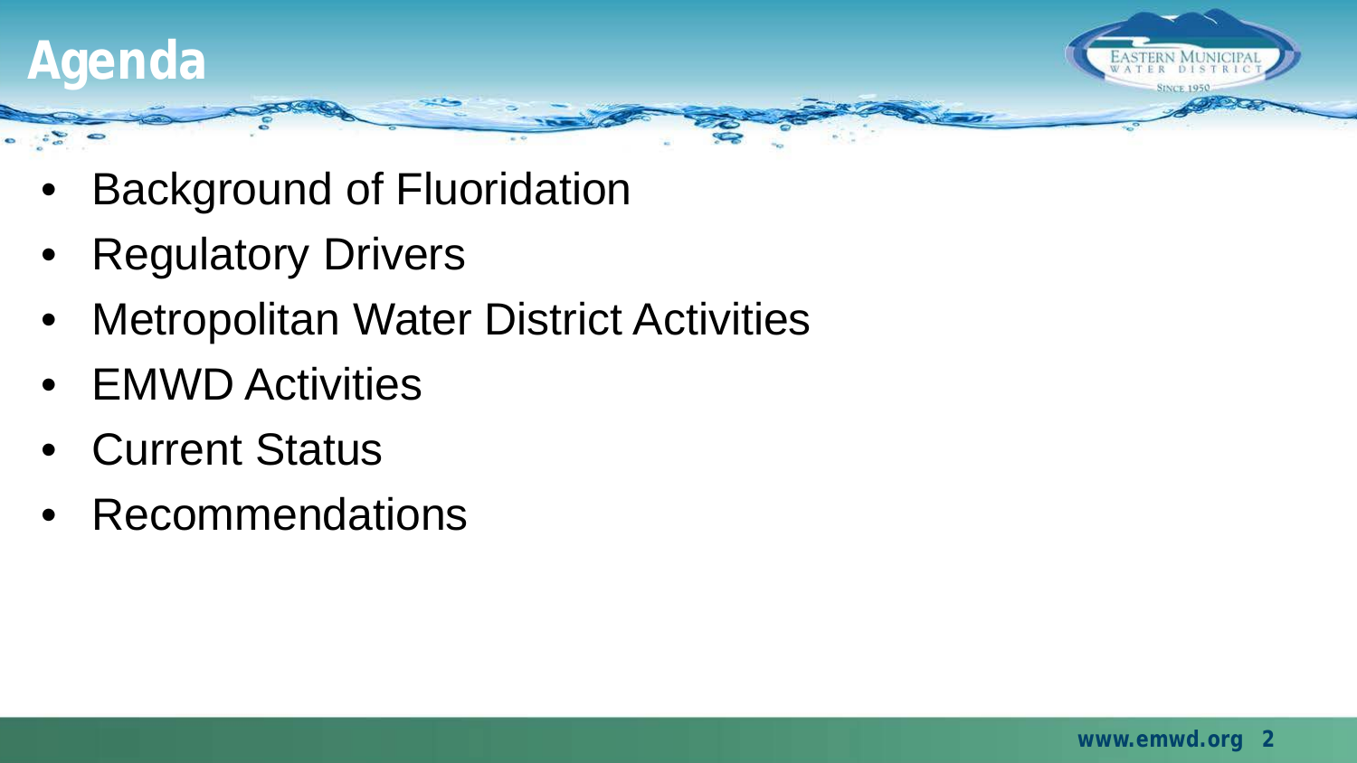# Agenda

- Background of Fluoridation
- Regulatory Drivers
- Metropolitan Water District Activities
- EMWD Activities
- Current Status
- Recommendations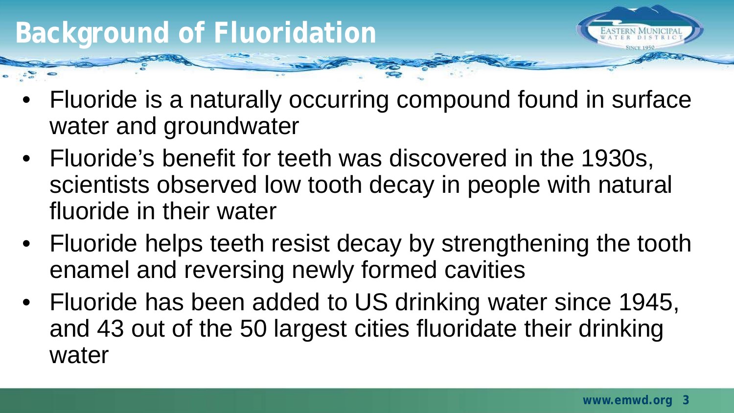# Background of Fluoridation

- Fluoride is a naturally occurring compound found in surface water and groundwater
- Fluoride's benefit for teeth was discovered in the 1930s, scientists observed low tooth decay in people with natural fluoride in their water
- Fluoride helps teeth resist decay by strengthening the tooth enamel and reversing newly formed cavities
- Fluoride has been added to US drinking water since 1945, and 43 out of the 50 largest cities fluoridate their drinking water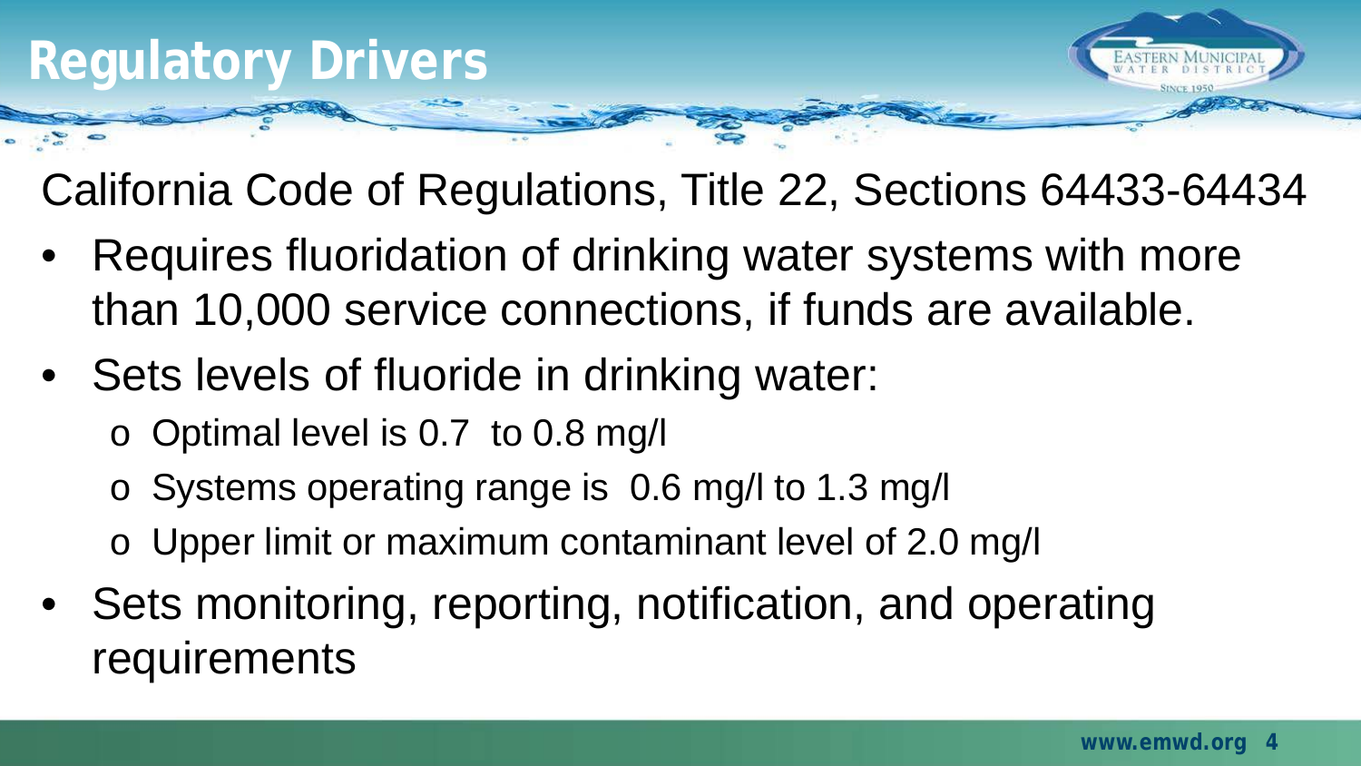# Regulatory Drivers

California Code of Regulations, Title 22, Sections 64433-64434

- Requires fluoridation of drinking water systems with more than 10,000 service connections, if funds are available.
- Sets levels of fluoride in drinking water:
  - Optimal level is 0.7 to 0.8 mg/l
  - Systems operating range is 0.6 mg/l to 1.3 mg/l
  - Upper limit or maximum contaminant level of 2.0 mg/l
- Sets monitoring, reporting, notification, and operating requirements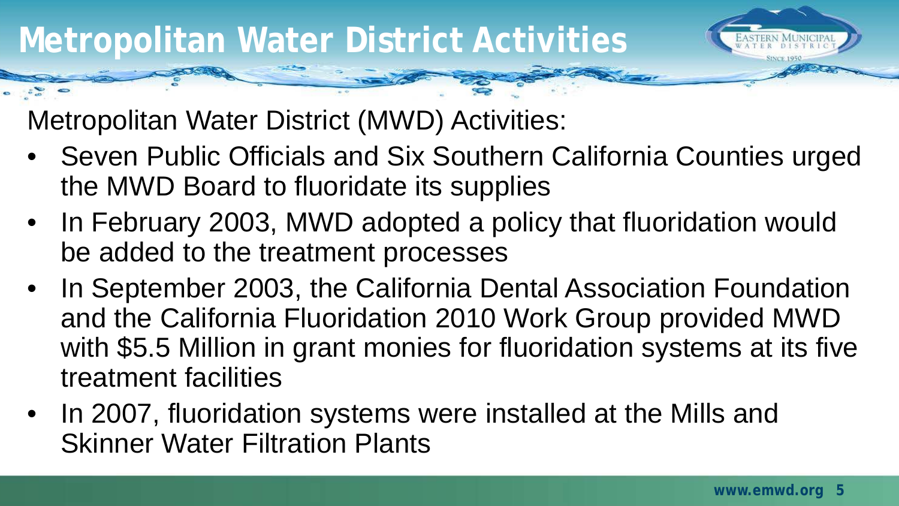# Metropolitan Water District Activities

Metropolitan Water District (MWD) Activities:

- Seven Public Officials and Six Southern California Counties urged the MWD Board to fluoridate its supplies
- In February 2003, MWD adopted a policy that fluoridation would be added to the treatment processes
- In September 2003, the California Dental Association Foundation and the California Fluoridation 2010 Work Group provided MWD with $5.5 Million in grant monies for fluoridation systems at its five treatment facilities
- In 2007, fluoridation systems were installed at the Mills and Skinner Water Filtration Plants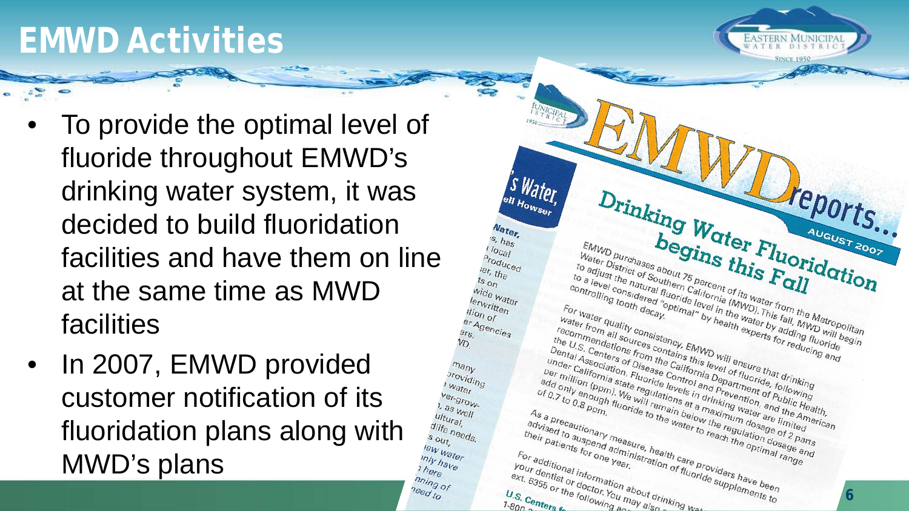# EMWD Activities

- To provide the optimal level of fluoride throughout EMWD's drinking water system, it was decided to build fluoridation facilities and have them on line at the same time as MWD facilities
- In 2007, EMWD provided customer notification of its fluoridation plans along with MWD's plans

EMWD reports... AUGUST 2007

## Drinking Water Fluoridation begins this Fall

EMWD purchases about 75 percent of its water from the Metropolitan Water District of Southern California (MWD). This fall, MWD will begin to adjust the natural fluoride level in the water by adding fluoride to a level considered "optimal" by health experts for reducing and controlling tooth decay.

For water quality consistency, EMWD will ensure that drinking water from all sources contains this level of fluoride, following recommendations from the California Department of Public Health, the U.S. Centers of Disease Control and Prevention, and the American Dental Association. Fluoride levels in drinking water are limited under California state regulations at a maximum dosage of 2 parts per million (ppm). We will remain below the regulation dosage and add only enough fluoride to the water to reach the optimal range of 0.7 to 0.8 ppm.

As a precautionary measure, health care providers have been advised to suspend administration of fluoride supplements to their patients for one year.

For additional information about drinking wat... your dentist or doctor. You may also... ext. 6355 or the following ac...

U.S. Centers f...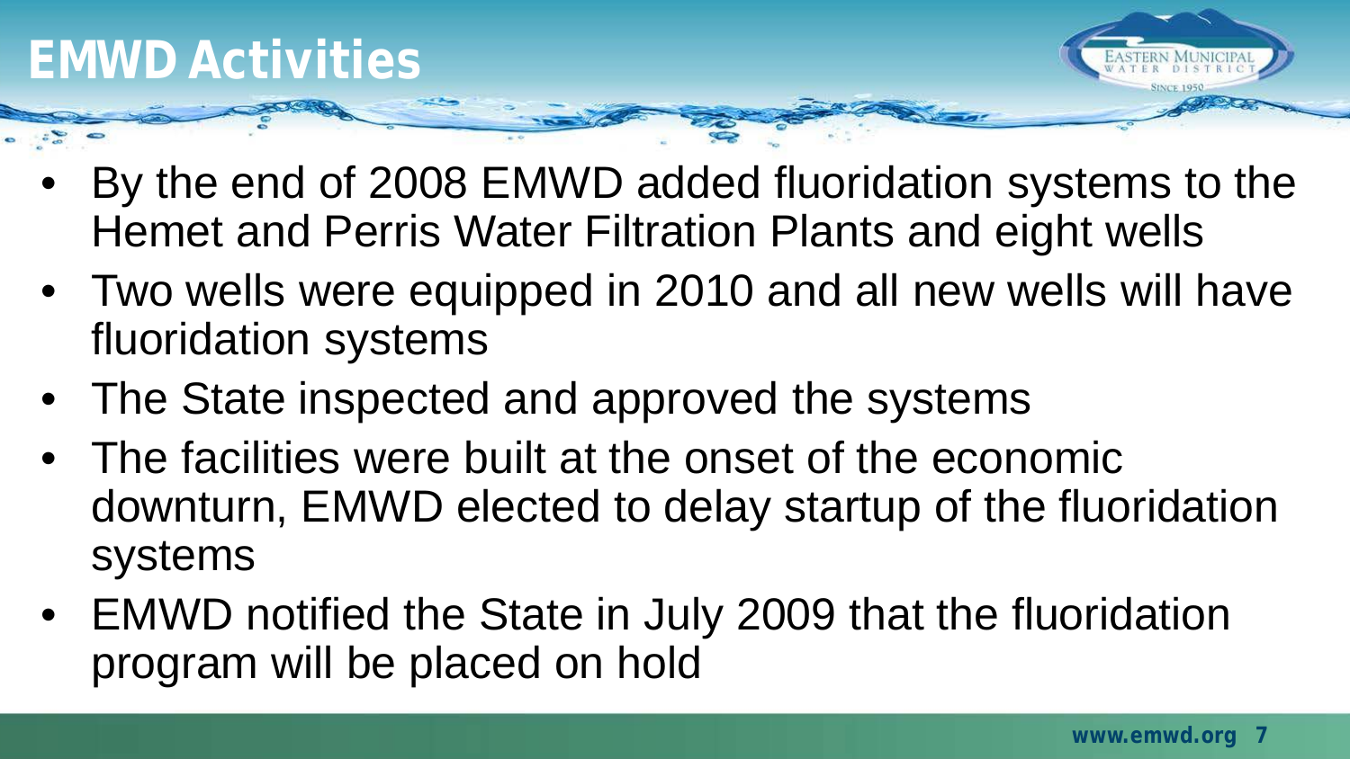# EMWD Activities

- By the end of 2008 EMWD added fluoridation systems to the Hemet and Perris Water Filtration Plants and eight wells
- Two wells were equipped in 2010 and all new wells will have fluoridation systems
- The State inspected and approved the systems
- The facilities were built at the onset of the economic downturn, EMWD elected to delay startup of the fluoridation systems
- EMWD notified the State in July 2009 that the fluoridation program will be placed on hold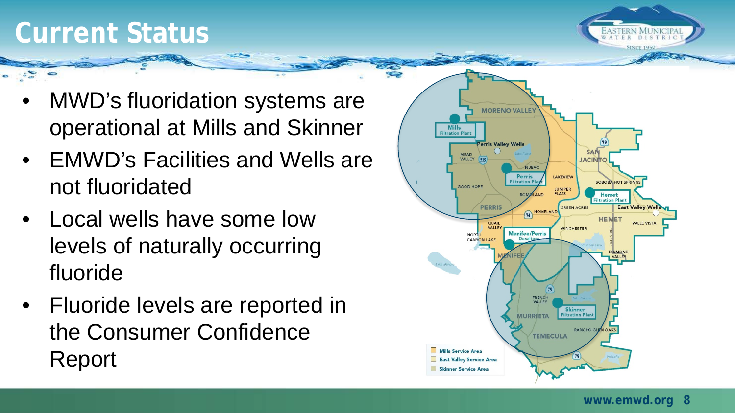# Current Status

- MWD's fluoridation systems are operational at Mills and Skinner
- EMWD's Facilities and Wells are not fluoridated
- Local wells have some low levels of naturally occurring fluoride
- Fluoride levels are reported in the Consumer Confidence Report

Mills Service Area

East Valley Service Area

Skinner Service Area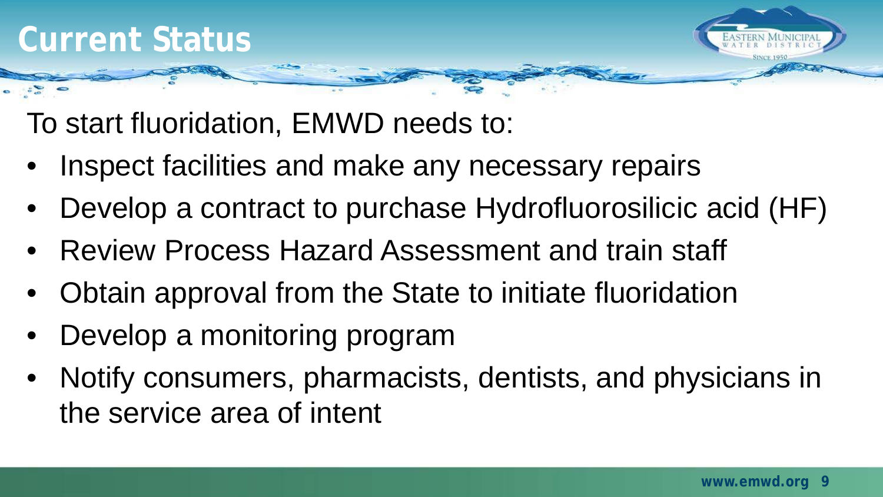# Current Status

To start fluoridation, EMWD needs to:

- Inspect facilities and make any necessary repairs
- Develop a contract to purchase Hydrofluorosilicic acid (HF)
- Review Process Hazard Assessment and train staff
- Obtain approval from the State to initiate fluoridation
- Develop a monitoring program
- Notify consumers, pharmacists, dentists, and physicians in the service area of intent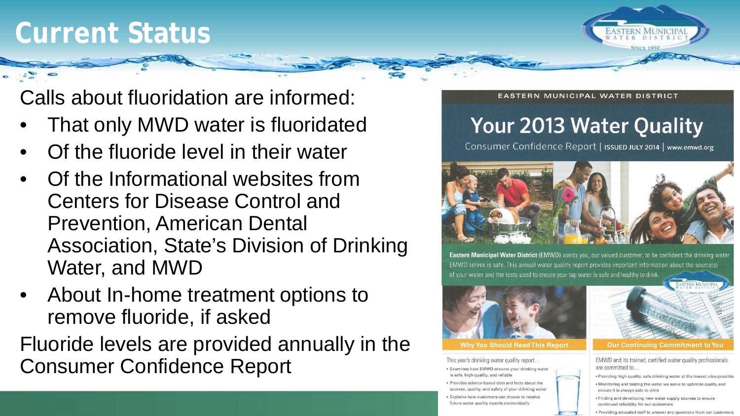# Current Status

Calls about fluoridation are informed:

- That only MWD water is fluoridated
- Of the fluoride level in their water
- Of the Informational websites from Centers for Disease Control and Prevention, American Dental Association, State's Division of Drinking Water, and MWD
- About In-home treatment options to remove fluoride, if asked

Fluoride levels are provided annually in the Consumer Confidence Report

EASTERN MUNICIPAL WATER DISTRICT

## Your 2013 Water Quality

Consumer Confidence Report | ISSUED JULY 2014 | www.emwd.org

**Eastern Municipal Water District** (EMWD) wants you, our valued customer, to be confident the drinking water EMWD serves is safe. This annual water quality report provides important information about the source(s) of your water and the tests used to ensure your tap water is safe and healthy to drink.

**Why You Should Read This Report**

This year's drinking water quality report…

- Examines how EMWD ensures your drinking water is safe, high quality, and reliable
- Provides science-based data and facts about the sources, quality, and safety of your drinking water
- Explains how customers can choose to receive future water quality reports electronically

**Our Continuing Commitment to You**

EMWD and its trained, certified water quality professionals are committed to…

- Providing high quality, safe drinking water at the lowest price possible
- Monitoring and testing the water we serve to optimize quality and ensure it is always safe to drink
- Finding and developing new water supply sources to ensure continued reliability for our customers
- Providing educated staff to answer any questions from our customers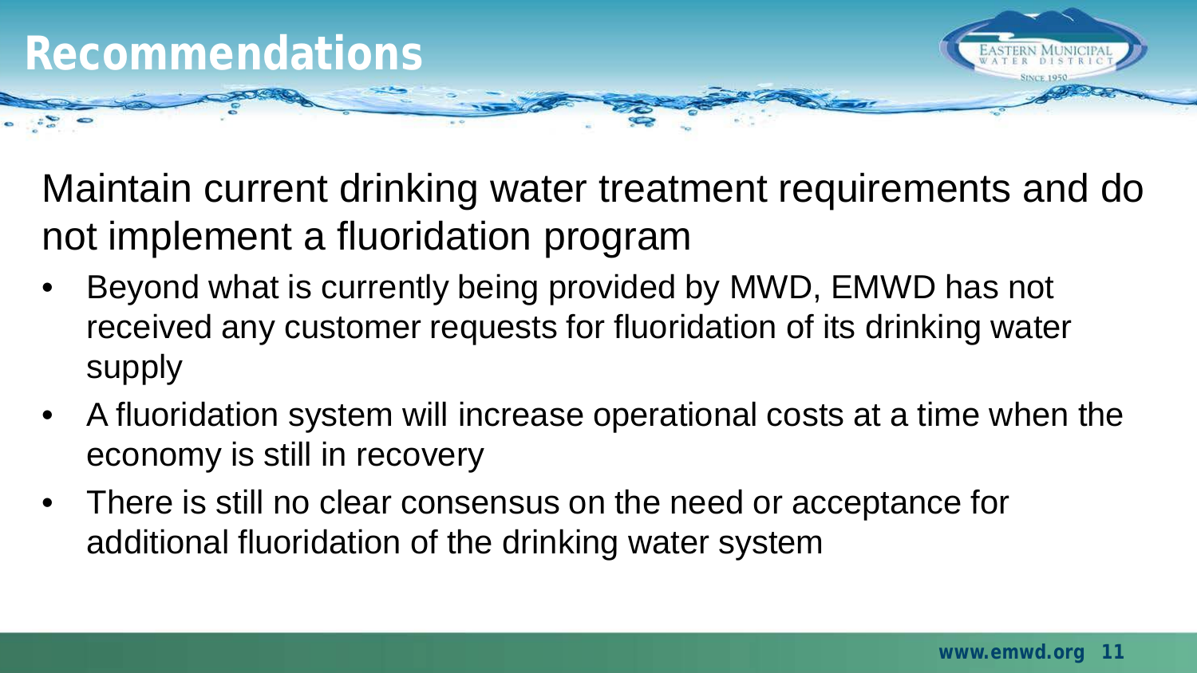# Recommendations

Maintain current drinking water treatment requirements and do not implement a fluoridation program

- Beyond what is currently being provided by MWD, EMWD has not received any customer requests for fluoridation of its drinking water supply
- A fluoridation system will increase operational costs at a time when the economy is still in recovery
- There is still no clear consensus on the need or acceptance for additional fluoridation of the drinking water system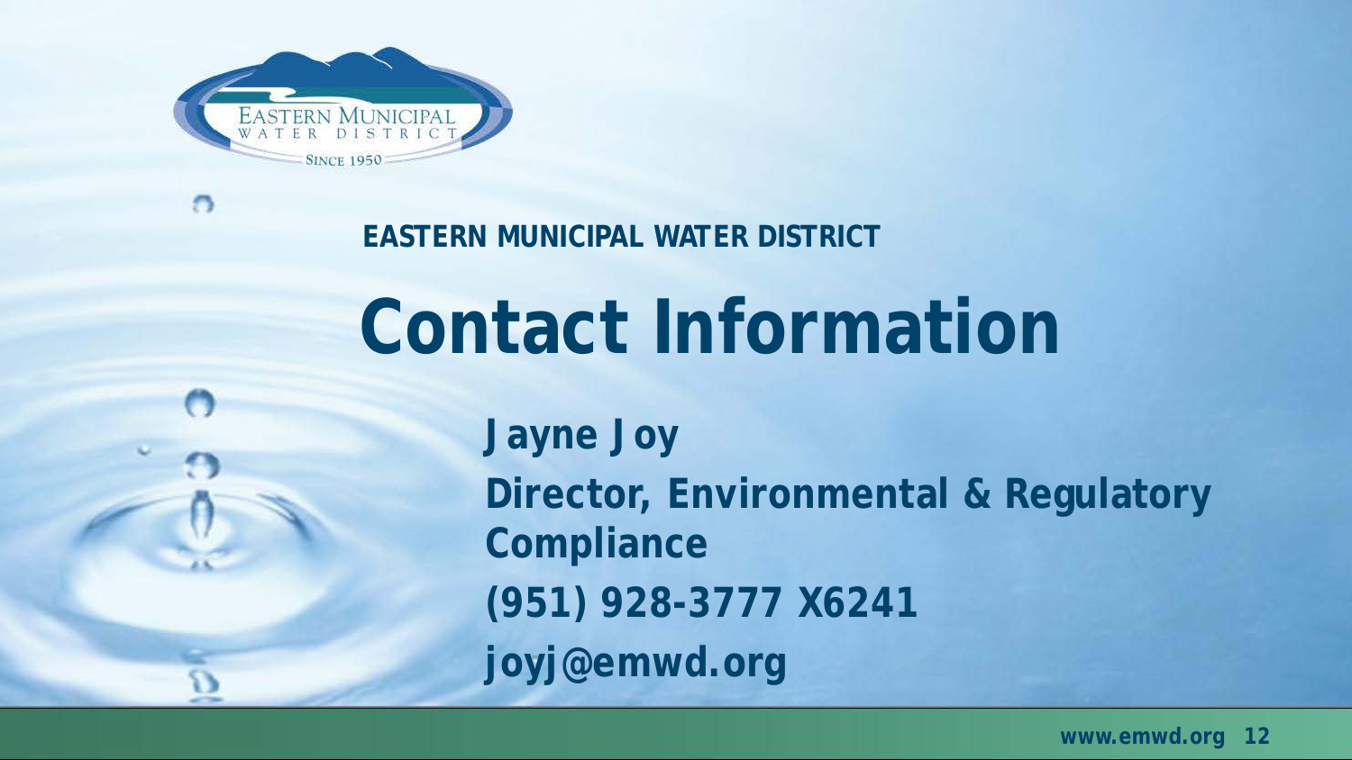EASTERN MUNICIPAL WATER DISTRICT

# Contact Information

**Jayne Joy**

**Director, Environmental & Regulatory Compliance**

**(951) 928-3777 X6241**

**joyj@emwd.org**